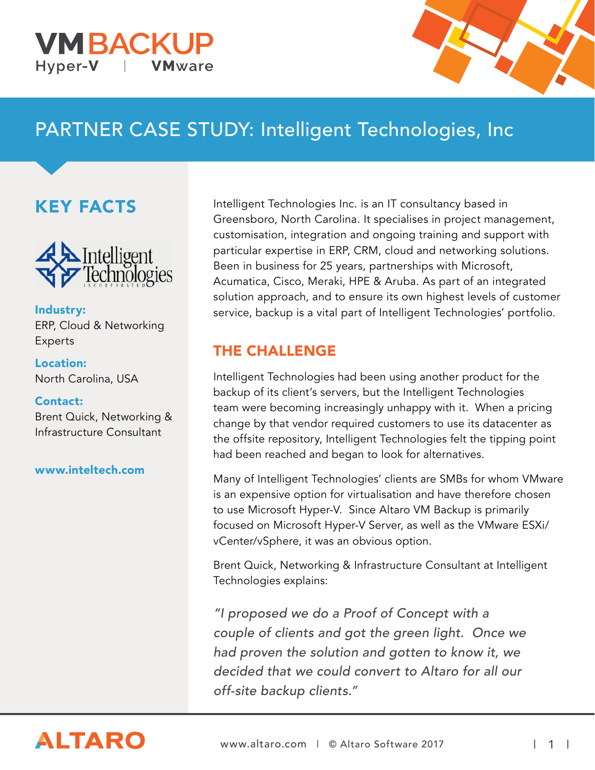VM BACKUP
Hyper-V | VMware

# PARTNER CASE STUDY: Intelligent Technologies, Inc

## KEY FACTS

**Industry:**
ERP, Cloud & Networking Experts

**Location:**
North Carolina, USA

**Contact:**
Brent Quick, Networking & Infrastructure Consultant

**www.inteltech.com**

Intelligent Technologies Inc. is an IT consultancy based in Greensboro, North Carolina. It specialises in project management, customisation, integration and ongoing training and support with particular expertise in ERP, CRM, cloud and networking solutions. Been in business for 25 years, partnerships with Microsoft, Acumatica, Cisco, Meraki, HPE & Aruba. As part of an integrated solution approach, and to ensure its own highest levels of customer service, backup is a vital part of Intelligent Technologies' portfolio.

## THE CHALLENGE

Intelligent Technologies had been using another product for the backup of its client's servers, but the Intelligent Technologies team were becoming increasingly unhappy with it. When a pricing change by that vendor required customers to use its datacenter as the offsite repository, Intelligent Technologies felt the tipping point had been reached and began to look for alternatives.

Many of Intelligent Technologies' clients are SMBs for whom VMware is an expensive option for virtualisation and have therefore chosen to use Microsoft Hyper-V. Since Altaro VM Backup is primarily focused on Microsoft Hyper-V Server, as well as the VMware ESXi/vCenter/vSphere, it was an obvious option.

Brent Quick, Networking & Infrastructure Consultant at Intelligent Technologies explains:

*"I proposed we do a Proof of Concept with a couple of clients and got the green light. Once we had proven the solution and gotten to know it, we decided that we could convert to Altaro for all our off-site backup clients."*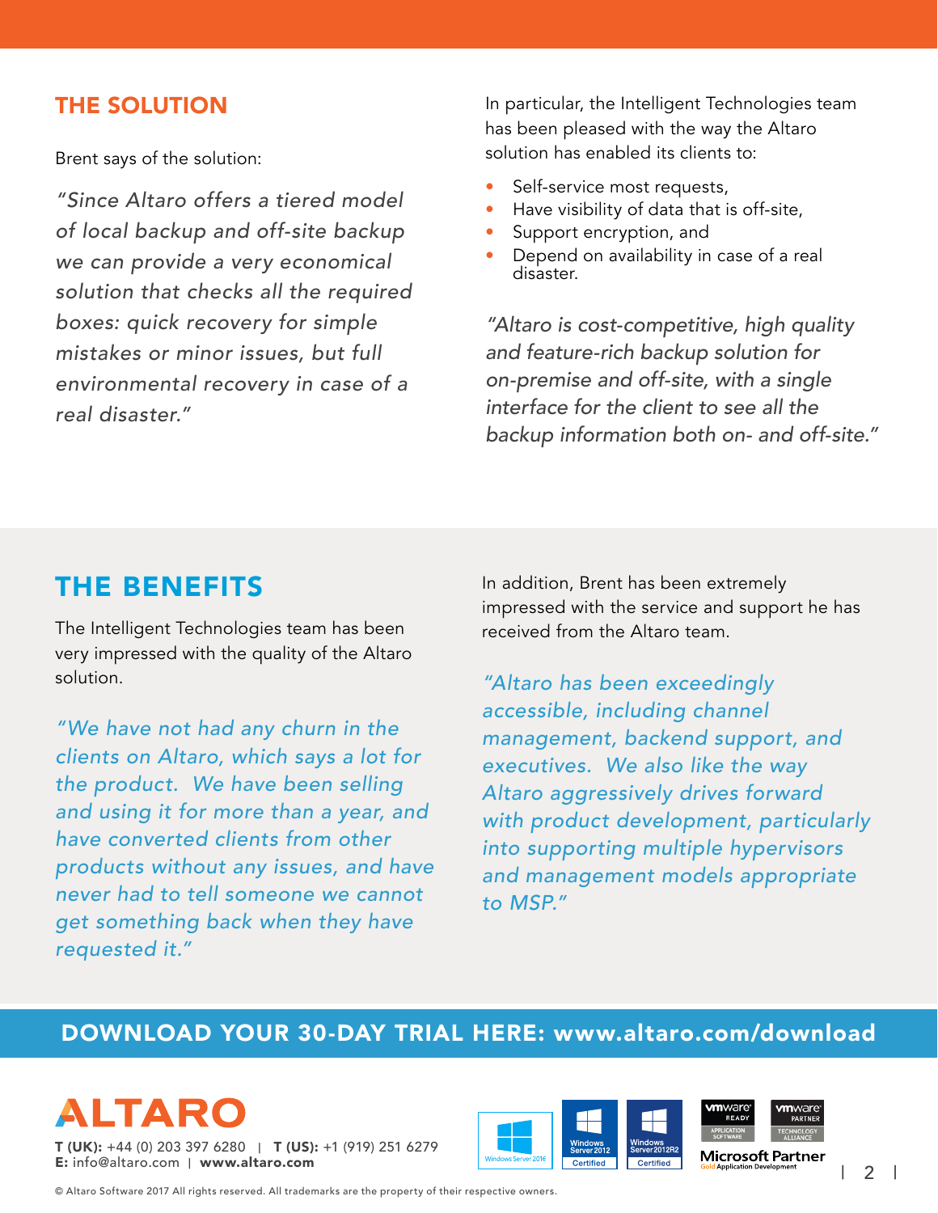## THE SOLUTION

Brent says of the solution:

*"Since Altaro offers a tiered model of local backup and off-site backup we can provide a very economical solution that checks all the required boxes: quick recovery for simple mistakes or minor issues, but full environmental recovery in case of a real disaster."*

In particular, the Intelligent Technologies team has been pleased with the way the Altaro solution has enabled its clients to:

- Self-service most requests,
- Have visibility of data that is off-site,
- Support encryption, and
- Depend on availability in case of a real disaster.

*"Altaro is cost-competitive, high quality and feature-rich backup solution for on-premise and off-site, with a single interface for the client to see all the backup information both on- and off-site."*

## THE BENEFITS

The Intelligent Technologies team has been very impressed with the quality of the Altaro solution.

*"We have not had any churn in the clients on Altaro, which says a lot for the product. We have been selling and using it for more than a year, and have converted clients from other products without any issues, and have never had to tell someone we cannot get something back when they have requested it."*

In addition, Brent has been extremely impressed with the service and support he has received from the Altaro team.

*"Altaro has been exceedingly accessible, including channel management, backend support, and executives. We also like the way Altaro aggressively drives forward with product development, particularly into supporting multiple hypervisors and management models appropriate to MSP."*

**DOWNLOAD YOUR 30-DAY TRIAL HERE: www.altaro.com/download**

ALTARO

**T (UK):** +44 (0) 203 397 6280 | **T (US):** +1 (919) 251 6279
**E:** info@altaro.com | **www.altaro.com**

Windows Server 2016 | Windows Server 2012 Certified | Windows Server 2012R2 Certified | vmware READY APPLICATION SOFTWARE | vmware PARTNER TECHNOLOGY ALLIANCE | Microsoft Partner Gold Application Development

© Altaro Software 2017 All rights reserved. All trademarks are the property of their respective owners.